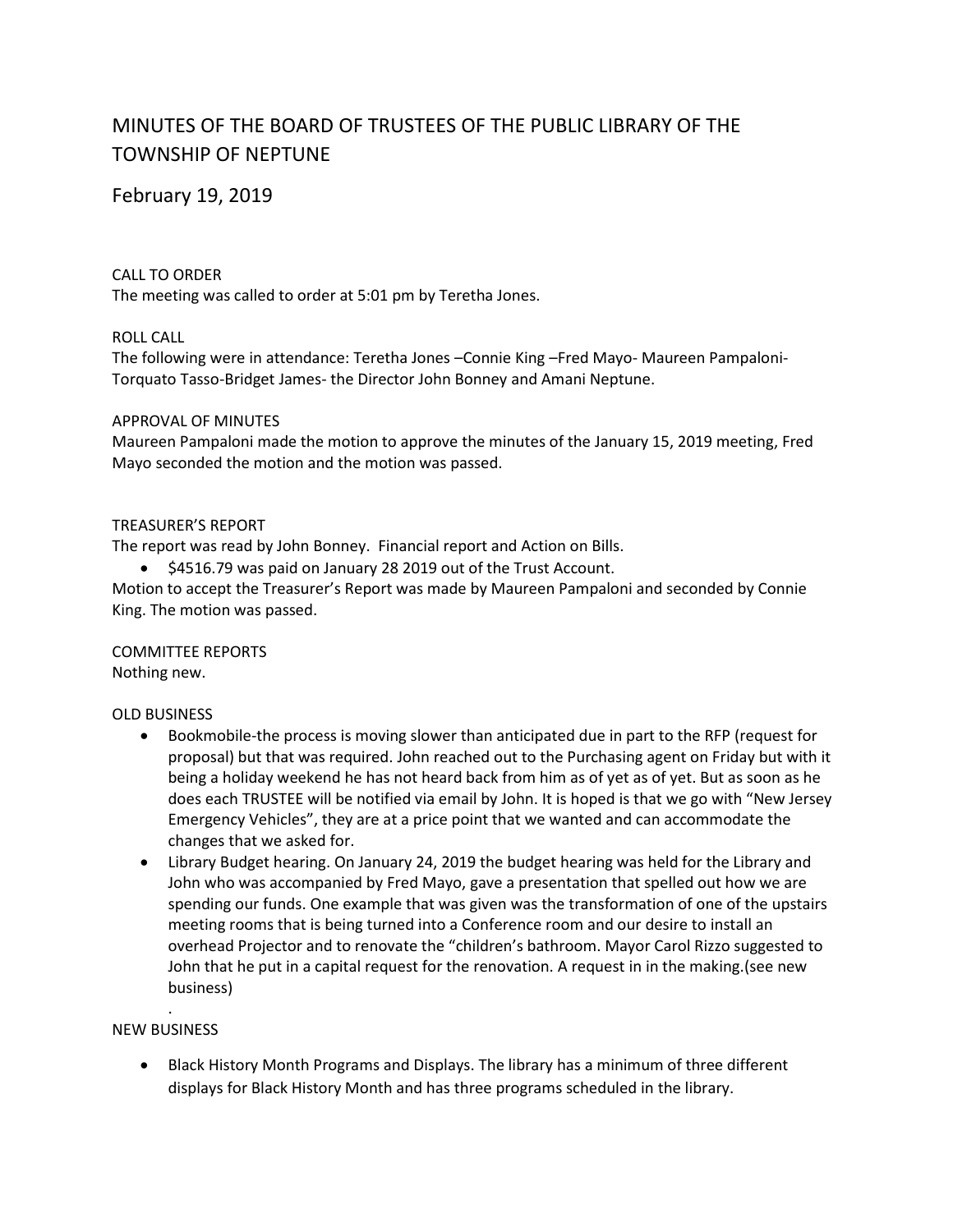# MINUTES OF THE BOARD OF TRUSTEES OF THE PUBLIC LIBRARY OF THE TOWNSHIP OF NEPTUNE

## February 19, 2019

CALL TO ORDER
The meeting was called to order at 5:01 pm by Teretha Jones.

ROLL CALL
The following were in attendance: Teretha Jones –Connie King –Fred Mayo- Maureen Pampaloni-Torquato Tasso-Bridget James- the Director John Bonney and Amani Neptune.

APPROVAL OF MINUTES
Maureen Pampaloni made the motion to approve the minutes of the January 15, 2019 meeting, Fred Mayo seconded the motion and the motion was passed.

TREASURER'S REPORT
The report was read by John Bonney. Financial report and Action on Bills.

- $4516.79 was paid on January 28 2019 out of the Trust Account.

Motion to accept the Treasurer's Report was made by Maureen Pampaloni and seconded by Connie King. The motion was passed.

COMMITTEE REPORTS
Nothing new.

OLD BUSINESS

- Bookmobile-the process is moving slower than anticipated due in part to the RFP (request for proposal) but that was required. John reached out to the Purchasing agent on Friday but with it being a holiday weekend he has not heard back from him as of yet as of yet. But as soon as he does each TRUSTEE will be notified via email by John. It is hoped is that we go with "New Jersey Emergency Vehicles", they are at a price point that we wanted and can accommodate the changes that we asked for.
- Library Budget hearing. On January 24, 2019 the budget hearing was held for the Library and John who was accompanied by Fred Mayo, gave a presentation that spelled out how we are spending our funds. One example that was given was the transformation of one of the upstairs meeting rooms that is being turned into a Conference room and our desire to install an overhead Projector and to renovate the "children's bathroom. Mayor Carol Rizzo suggested to John that he put in a capital request for the renovation. A request in in the making.(see new business)

.

NEW BUSINESS

- Black History Month Programs and Displays. The library has a minimum of three different displays for Black History Month and has three programs scheduled in the library.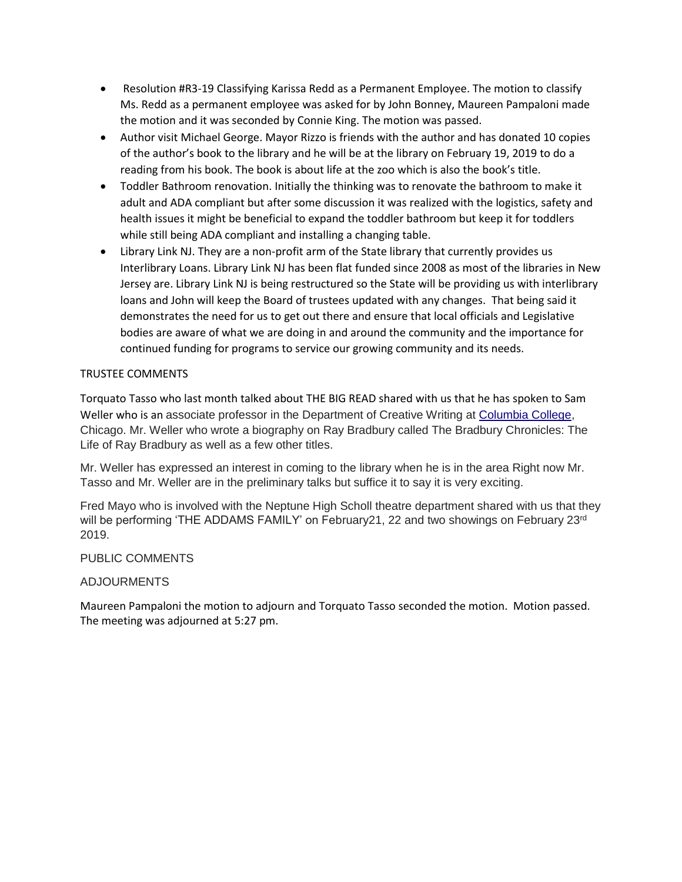- Resolution #R3-19 Classifying Karissa Redd as a Permanent Employee. The motion to classify Ms. Redd as a permanent employee was asked for by John Bonney, Maureen Pampaloni made the motion and it was seconded by Connie King. The motion was passed.
- Author visit Michael George. Mayor Rizzo is friends with the author and has donated 10 copies of the author's book to the library and he will be at the library on February 19, 2019 to do a reading from his book. The book is about life at the zoo which is also the book's title.
- Toddler Bathroom renovation. Initially the thinking was to renovate the bathroom to make it adult and ADA compliant but after some discussion it was realized with the logistics, safety and health issues it might be beneficial to expand the toddler bathroom but keep it for toddlers while still being ADA compliant and installing a changing table.
- Library Link NJ. They are a non-profit arm of the State library that currently provides us Interlibrary Loans. Library Link NJ has been flat funded since 2008 as most of the libraries in New Jersey are. Library Link NJ is being restructured so the State will be providing us with interlibrary loans and John will keep the Board of trustees updated with any changes. That being said it demonstrates the need for us to get out there and ensure that local officials and Legislative bodies are aware of what we are doing in and around the community and the importance for continued funding for programs to service our growing community and its needs.

TRUSTEE COMMENTS

Torquato Tasso who last month talked about THE BIG READ shared with us that he has spoken to Sam Weller who is an associate professor in the Department of Creative Writing at Columbia College, Chicago. Mr. Weller who wrote a biography on Ray Bradbury called The Bradbury Chronicles: The Life of Ray Bradbury as well as a few other titles.

Mr. Weller has expressed an interest in coming to the library when he is in the area Right now Mr. Tasso and Mr. Weller are in the preliminary talks but suffice it to say it is very exciting.

Fred Mayo who is involved with the Neptune High Scholl theatre department shared with us that they will be performing 'THE ADDAMS FAMILY' on February21, 22 and two showings on February 23rd 2019.

PUBLIC COMMENTS

ADJOURMENTS

Maureen Pampaloni the motion to adjourn and Torquato Tasso seconded the motion. Motion passed. The meeting was adjourned at 5:27 pm.